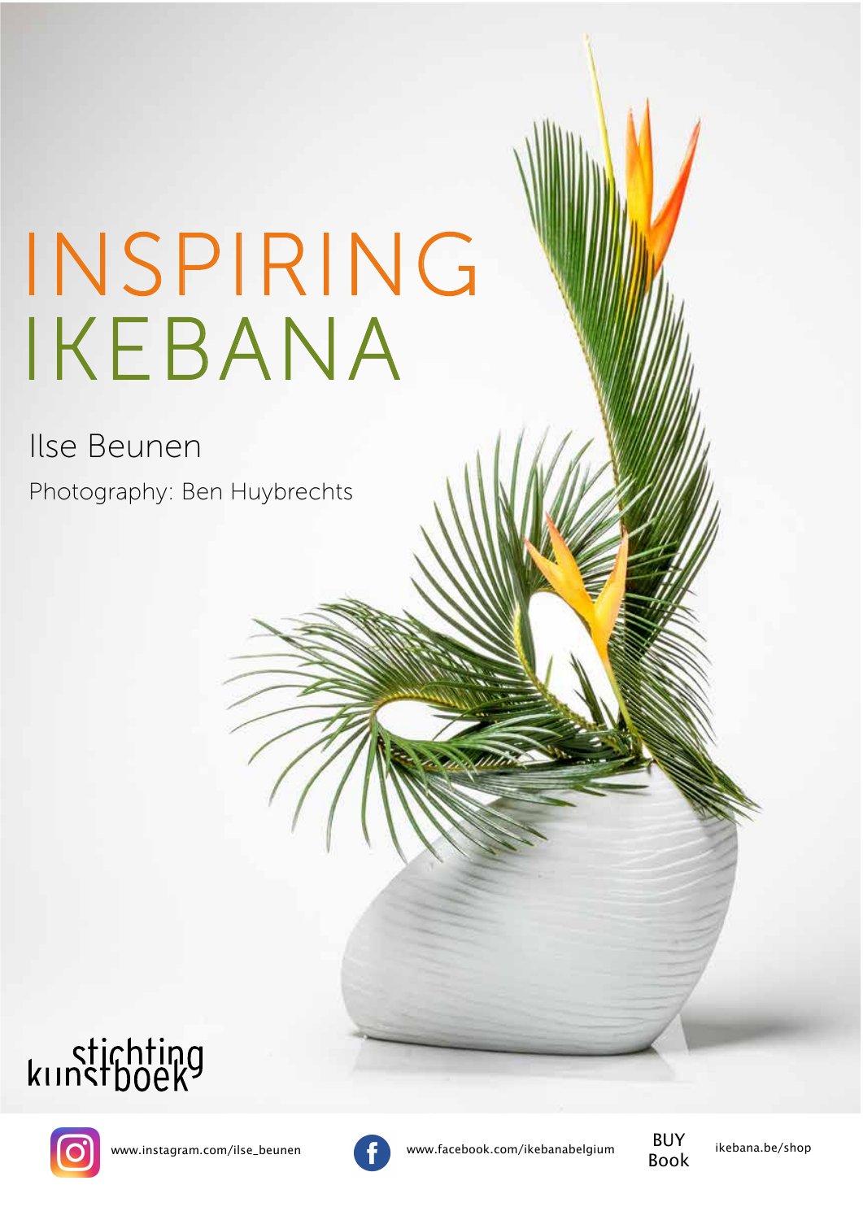# INSPIRING IKEBANA

Ilse Beunen

Photography: Ben Huybrechts

stichting kunstboek

www.instagram.com/ilse_beunen

www.facebook.com/ikebanabelgium

BUY Book

ikebana.be/shop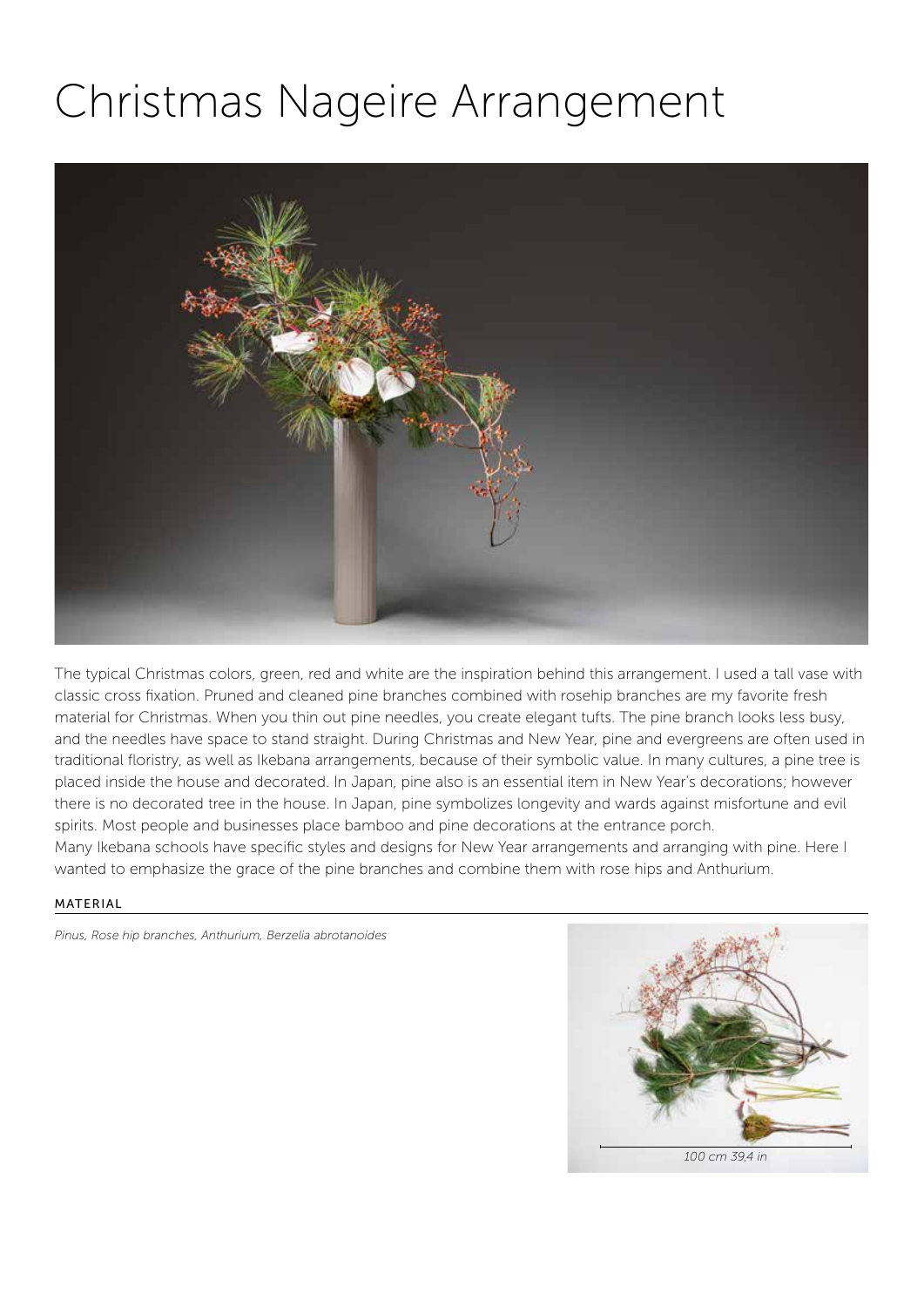# Christmas Nageire Arrangement

The typical Christmas colors, green, red and white are the inspiration behind this arrangement. I used a tall vase with classic cross fixation. Pruned and cleaned pine branches combined with rosehip branches are my favorite fresh material for Christmas. When you thin out pine needles, you create elegant tufts. The pine branch looks less busy, and the needles have space to stand straight. During Christmas and New Year, pine and evergreens are often used in traditional floristry, as well as Ikebana arrangements, because of their symbolic value. In many cultures, a pine tree is placed inside the house and decorated. In Japan, pine also is an essential item in New Year's decorations; however there is no decorated tree in the house. In Japan, pine symbolizes longevity and wards against misfortune and evil spirits. Most people and businesses place bamboo and pine decorations at the entrance porch.
Many Ikebana schools have specific styles and designs for New Year arrangements and arranging with pine. Here I wanted to emphasize the grace of the pine branches and combine them with rose hips and Anthurium.

## MATERIAL

*Pinus, Rose hip branches, Anthurium, Berzelia abrotanoides*

*100 cm 39,4 in*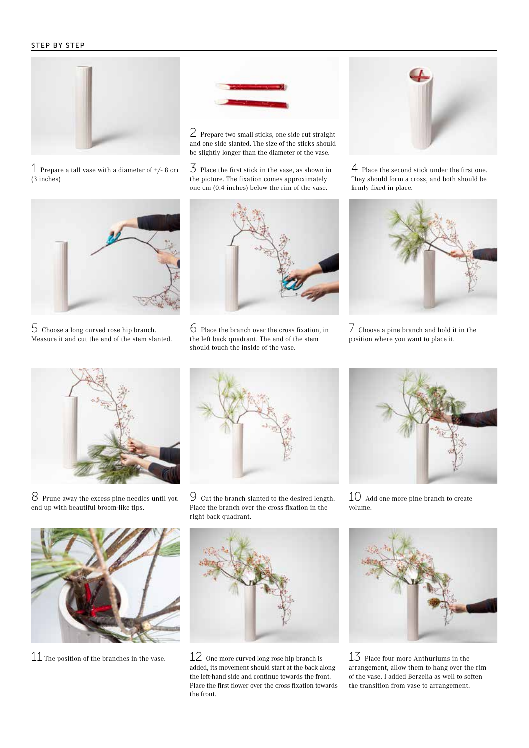STEP BY STEP

1 Prepare a tall vase with a diameter of +/- 8 cm (3 inches)

2 Prepare two small sticks, one side cut straight and one side slanted. The size of the sticks should be slightly longer than the diameter of the vase.

3 Place the first stick in the vase, as shown in the picture. The fixation comes approximately one cm (0.4 inches) below the rim of the vase.

4 Place the second stick under the first one. They should form a cross, and both should be firmly fixed in place.

5 Choose a long curved rose hip branch. Measure it and cut the end of the stem slanted.

6 Place the branch over the cross fixation, in the left back quadrant. The end of the stem should touch the inside of the vase.

7 Choose a pine branch and hold it in the position where you want to place it.

8 Prune away the excess pine needles until you end up with beautiful broom-like tips.

9 Cut the branch slanted to the desired length. Place the branch over the cross fixation in the right back quadrant.

10 Add one more pine branch to create volume.

11 The position of the branches in the vase.

12 One more curved long rose hip branch is added, its movement should start at the back along the left-hand side and continue towards the front. Place the first flower over the cross fixation towards the front.

13 Place four more Anthuriums in the arrangement, allow them to hang over the rim of the vase. I added Berzelia as well to soften the transition from vase to arrangement.